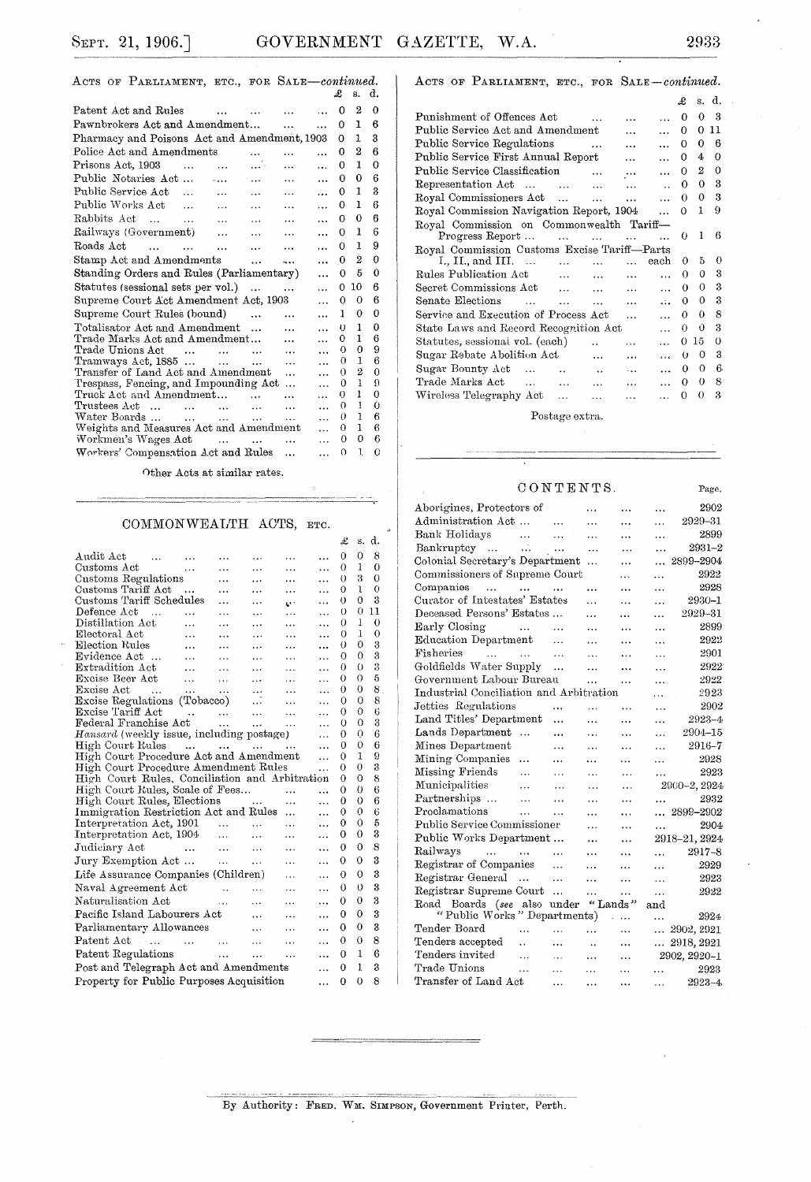ACTS OF PARLIAMENT, ETC., FOR SALE—*continued.*

| | £ | s. | d. |
|---|---|---|---|
| Patent Act and Rules | 0 | 2 | 0 |
| Pawnbrokers Act and Amendment... | 0 | 1 | 6 |
| Pharmacy and Poisons Act and Amendment, 1903 | 0 | 1 | 3 |
| Police Act and Amendments | 0 | 2 | 6 |
| Prisons Act, 1903 | 0 | 1 | 0 |
| Public Notaries Act ... | 0 | 0 | 6 |
| Public Service Act | 0 | 1 | 3 |
| Public Works Act | 0 | 1 | 6 |
| Rabbits Act | 0 | 0 | 6 |
| Railways (Government) | 0 | 1 | 6 |
| Roads Act | 0 | 1 | 9 |
| Stamp Act and Amendments | 0 | 2 | 0 |
| Standing Orders and Rules (Parliamentary) | 0 | 5 | 0 |
| Statutes (sessional sets per vol.) | 0 | 10 | 6 |
| Supreme Court Act Amendment Act, 1903 | 0 | 0 | 6 |
| Supreme Court Rules (bound) | 1 | 0 | 0 |
| Totalisator Act and Amendment | 0 | 1 | 0 |
| Trade Marks Act and Amendment... | 0 | 1 | 6 |
| Trade Unions Act | 0 | 0 | 9 |
| Tramways Act, 1885 ... | 0 | 1 | 6 |
| Transfer of Land Act and Amendment | 0 | 2 | 0 |
| Trespass, Fencing, and Impounding Act ... | 0 | 1 | 9 |
| Truck Act and Amendment... | 0 | 1 | 0 |
| Trustees Act ... | 0 | 1 | 0 |
| Water Boards ... | 0 | 1 | 6 |
| Weights and Measures Act and Amendment | 0 | 1 | 6 |
| Workmen's Wages Act | 0 | 0 | 6 |
| Workers' Compensation Act and Rules | 0 | 1 | 0 |

Other Acts at similar rates.

## COMMONWEALTH ACTS, ETC.

| | £ | s. | d. |
|---|---|---|---|
| Audit Act | 0 | 0 | 8 |
| Customs Act | 0 | 1 | 0 |
| Customs Regulations | 0 | 3 | 0 |
| Customs Tariff Act | 0 | 1 | 0 |
| Customs Tariff Schedules | 0 | 0 | 3 |
| Defence Act | 0 | 0 | 11 |
| Distillation Act | 0 | 1 | 0 |
| Electoral Act | 0 | 1 | 0 |
| Election Rules | 0 | 0 | 3 |
| Evidence Act ... | 0 | 0 | 3 |
| Extradition Act | 0 | 0 | 3 |
| Excise Beer Act | 0 | 0 | 5 |
| Excise Act | 0 | 0 | 8 |
| Excise Regulations (Tobacco) | 0 | 0 | 8 |
| Excise Tariff Act | 0 | 0 | 6 |
| Federal Franchise Act | 0 | 0 | 3 |
| *Hansard* (weekly issue, including postage) | 0 | 0 | 6 |
| High Court Rules | 0 | 0 | 6 |
| High Court Procedure Act and Amendment | 0 | 1 | 9 |
| High Court Procedure Amendment Rules | 0 | 0 | 3 |
| High Court Rules, Conciliation and Arbitration | 0 | 0 | 8 |
| High Court Rules, Scale of Fees... | 0 | 0 | 6 |
| High Court Rules, Elections | 0 | 0 | 6 |
| Immigration Restriction Act and Rules ... | 0 | 0 | 6 |
| Interpretation Act, 1901 | 0 | 0 | 5 |
| Interpretation Act, 1904 | 0 | 0 | 3 |
| Judiciary Act | 0 | 0 | 8 |
| Jury Exemption Act ... | 0 | 0 | 3 |
| Life Assurance Companies (Children) | 0 | 0 | 3 |
| Naval Agreement Act | 0 | 0 | 3 |
| Naturalisation Act | 0 | 0 | 3 |
| Pacific Island Labourers Act | 0 | 0 | 3 |
| Parliamentary Allowances | 0 | 0 | 3 |
| Patent Act | 0 | 0 | 8 |
| Patent Regulations | 0 | 1 | 6 |
| Post and Telegraph Act and Amendments | 0 | 1 | 3 |
| Property for Public Purposes Acquisition | 0 | 0 | 8 |

ACTS OF PARLIAMENT, ETC., FOR SALE—*continued.*

| | £ | s. | d. |
|---|---|---|---|
| Punishment of Offences Act | 0 | 0 | 3 |
| Public Service Act and Amendment | 0 | 0 | 11 |
| Public Service Regulations | 0 | 0 | 6 |
| Public Service First Annual Report | 0 | 4 | 0 |
| Public Service Classification | 0 | 2 | 0 |
| Representation Act | 0 | 0 | 3 |
| Royal Commissioners Act | 0 | 0 | 3 |
| Royal Commission Navigation Report, 1904 | 0 | 1 | 9 |
| Royal Commission on Commonwealth Tariff—Progress Report ... | 0 | 1 | 6 |
| Royal Commission Customs Excise Tariff—Parts I., II., and III. ... each | 0 | 5 | 0 |
| Rules Publication Act | 0 | 0 | 3 |
| Secret Commissions Act | 0 | 0 | 3 |
| Senate Elections | 0 | 0 | 3 |
| Service and Execution of Process Act | 0 | 0 | 8 |
| State Laws and Record Recognition Act | 0 | 0 | 3 |
| Statutes, sessional vol. (each) | 0 | 15 | 0 |
| Sugar Rebate Abolition Act | 0 | 0 | 3 |
| Sugar Bounty Act | 0 | 0 | 6 |
| Trade Marks Act | 0 | 0 | 8 |
| Wireless Telegraphy Act | 0 | 0 | 3 |

Postage extra.

## CONTENTS.

| | Page. |
|---|---|
| Aborigines, Protectors of | 2902 |
| Administration Act ... | 2929–31 |
| Bank Holidays | 2899 |
| Bankruptcy | 2931–2 |
| Colonial Secretary's Department ... | 2899–2904 |
| Commissioners of Supreme Court | 2922 |
| Companies | 2928 |
| Curator of Intestates' Estates | 2930–1 |
| Deceased Persons' Estates ... | 2929–31 |
| Early Closing | 2899 |
| Education Department | 2922 |
| Fisheries | 2901 |
| Goldfields Water Supply ... | 2922 |
| Government Labour Bureau | 2922 |
| Industrial Conciliation and Arbitration | 2923 |
| Jetties Regulations | 2902 |
| Land Titles' Department ... | 2923–4 |
| Lands Department ... | 2904–15 |
| Mines Department | 2916–7 |
| Mining Companies ... | 2928 |
| Missing Friends | 2923 |
| Municipalities | 2900–2, 2924 |
| Partnerships ... | 2932 |
| Proclamations | 2899–2902 |
| Public Service Commissioner | 2904 |
| Public Works Department ... | 2918–21, 2924 |
| Railways | 2917–8 |
| Registrar of Companies | 2929 |
| Registrar General ... | 2923 |
| Registrar Supreme Court ... | 2922 |
| Road Boards (*see* also under "Lands" and "Public Works" Departments) | 2924 |
| Tender Board | 2902, 2921 |
| Tenders accepted | 2918, 2921 |
| Tenders invited | 2902, 2920–1 |
| Trade Unions | 2923 |
| Transfer of Land Act | 2923–4 |

By Authority: FRED. WM. SIMPSON, Government Printer, Perth.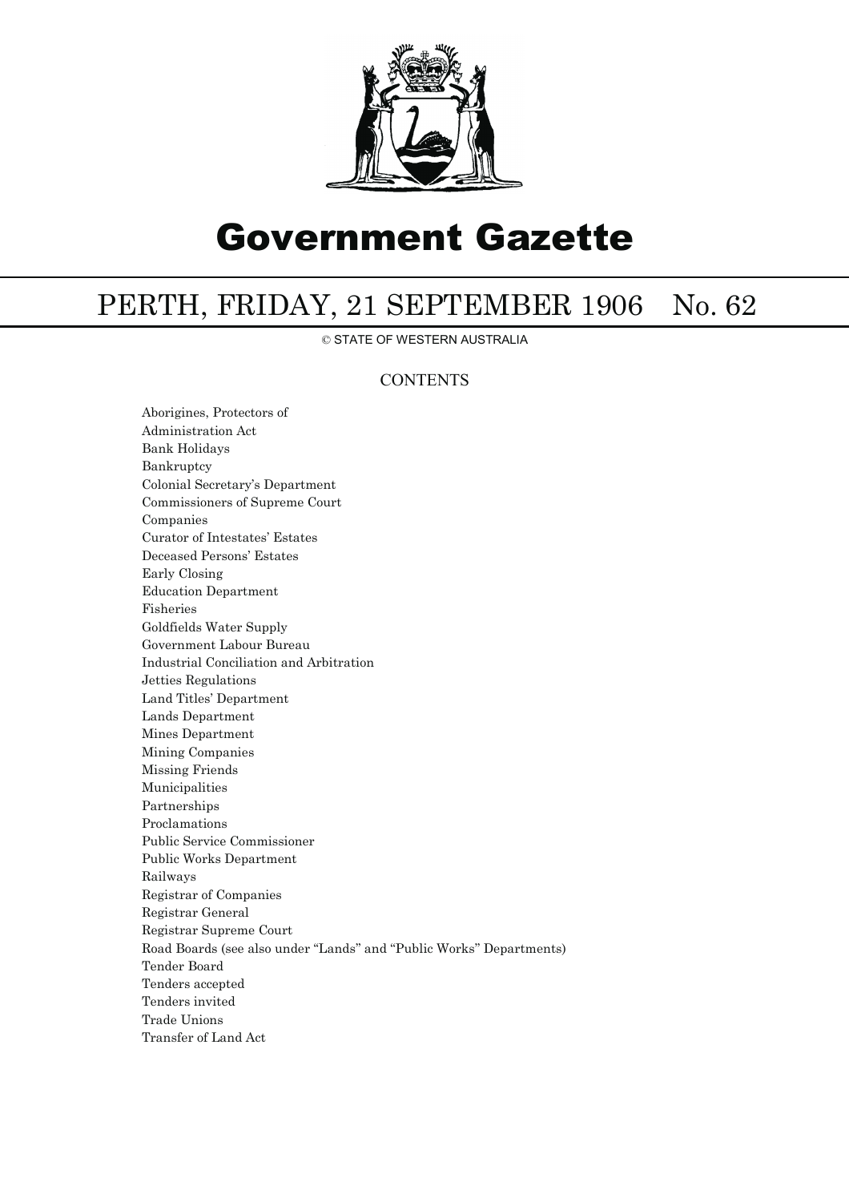# Government Gazette

## PERTH, FRIDAY, 21 SEPTEMBER 1906 No. 62

© STATE OF WESTERN AUSTRALIA

### CONTENTS

Aborigines, Protectors of
Administration Act
Bank Holidays
Bankruptcy
Colonial Secretary's Department
Commissioners of Supreme Court
Companies
Curator of Intestates' Estates
Deceased Persons' Estates
Early Closing
Education Department
Fisheries
Goldfields Water Supply
Government Labour Bureau
Industrial Conciliation and Arbitration
Jetties Regulations
Land Titles' Department
Lands Department
Mines Department
Mining Companies
Missing Friends
Municipalities
Partnerships
Proclamations
Public Service Commissioner
Public Works Department
Railways
Registrar of Companies
Registrar General
Registrar Supreme Court
Road Boards (see also under "Lands" and "Public Works" Departments)
Tender Board
Tenders accepted
Tenders invited
Trade Unions
Transfer of Land Act